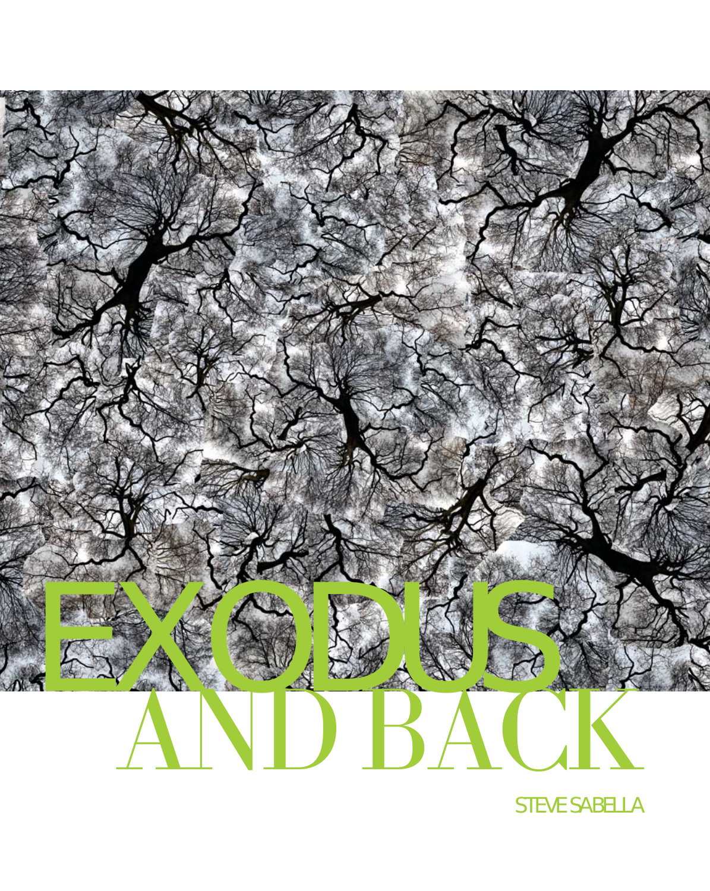# EXODUS AND BACK

STEVE SABELLA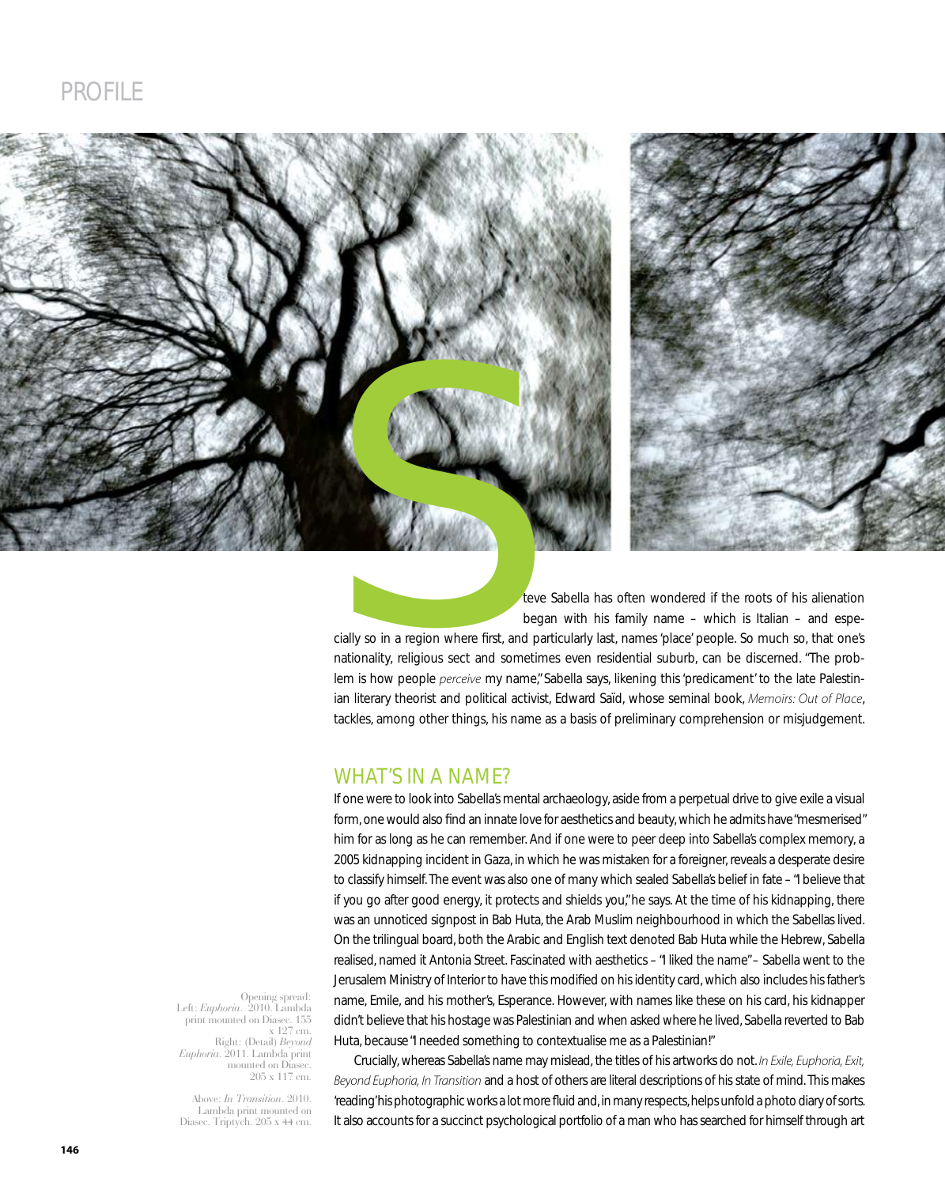Steve Sabella has often wondered if the roots of his alienation began with his family name – which is Italian – and especially so in a region where first, and particularly last, names 'place' people. So much so, that one's nationality, religious sect and sometimes even residential suburb, can be discerned. "The problem is how people *perceive* my name," Sabella says, likening this 'predicament' to the late Palestinian literary theorist and political activist, Edward Saïd, whose seminal book, *Memoirs: Out of Place*, tackles, among other things, his name as a basis of preliminary comprehension or misjudgement.

## WHAT'S IN A NAME?

If one were to look into Sabella's mental archaeology, aside from a perpetual drive to give exile a visual form, one would also find an innate love for aesthetics and beauty, which he admits have "mesmerised" him for as long as he can remember. And if one were to peer deep into Sabella's complex memory, a 2005 kidnapping incident in Gaza, in which he was mistaken for a foreigner, reveals a desperate desire to classify himself. The event was also one of many which sealed Sabella's belief in fate – "I believe that if you go after good energy, it protects and shields you," he says. At the time of his kidnapping, there was an unnoticed signpost in Bab Huta, the Arab Muslim neighbourhood in which the Sabellas lived. On the trilingual board, both the Arabic and English text denoted Bab Huta while the Hebrew, Sabella realised, named it Antonia Street. Fascinated with aesthetics – "I liked the name" – Sabella went to the Jerusalem Ministry of Interior to have this modified on his identity card, which also includes his father's name, Emile, and his mother's, Esperance. However, with names like these on his card, his kidnapper didn't believe that his hostage was Palestinian and when asked where he lived, Sabella reverted to Bab Huta, because "I needed something to contextualise me as a Palestinian!"

Crucially, whereas Sabella's name may mislead, the titles of his artworks do not. *In Exile, Euphoria, Exit, Beyond Euphoria, In Transition* and a host of others are literal descriptions of his state of mind. This makes 'reading' his photographic works a lot more fluid and, in many respects, helps unfold a photo diary of sorts. It also accounts for a succinct psychological portfolio of a man who has searched for himself through art

Opening spread:
Left: *Euphoria*. 2010. Lambda print mounted on Diasec. 155 x 127 cm.
Right: (Detail) *Beyond Euphoria*. 2011. Lambda print mounted on Diasec. 205 x 117 cm.

Above: *In Transition*. 2010. Lambda print mounted on Diasec. Triptych. 205 x 44 cm.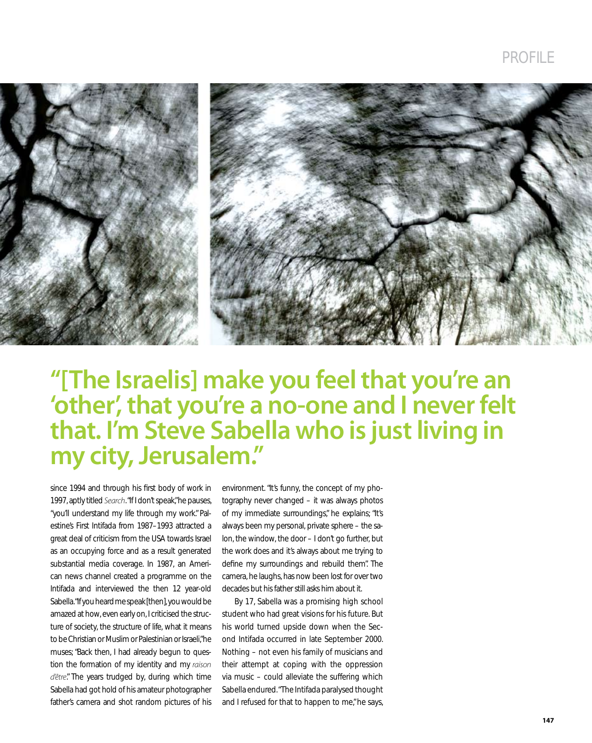## "[The Israelis] make you feel that you're an 'other', that you're a no-one and I never felt that. I'm Steve Sabella who is just living in my city, Jerusalem."

since 1994 and through his first body of work in 1997, aptly titled *Search*. "If I don't speak," he pauses, "you'll understand my life through my work." Palestine's First Intifada from 1987–1993 attracted a great deal of criticism from the USA towards Israel as an occupying force and as a result generated substantial media coverage. In 1987, an American news channel created a programme on the Intifada and interviewed the then 12 year-old Sabella. "If you heard me speak [then], you would be amazed at how, even early on, I criticised the structure of society, the structure of life, what it means to be Christian or Muslim or Palestinian or Israeli," he muses; "Back then, I had already begun to question the formation of my identity and my *raison d'être*." The years trudged by, during which time Sabella had got hold of his amateur photographer father's camera and shot random pictures of his environment. "It's funny, the concept of my photography never changed – it was always photos of my immediate surroundings," he explains; "It's always been my personal, private sphere – the salon, the window, the door – I don't go further, but the work does and it's always about me trying to define my surroundings and rebuild them". The camera, he laughs, has now been lost for over two decades but his father still asks him about it.

By 17, Sabella was a promising high school student who had great visions for his future. But his world turned upside down when the Second Intifada occurred in late September 2000. Nothing – not even his family of musicians and their attempt at coping with the oppression via music – could alleviate the suffering which Sabella endured. "The Intifada paralysed thought and I refused for that to happen to me," he says,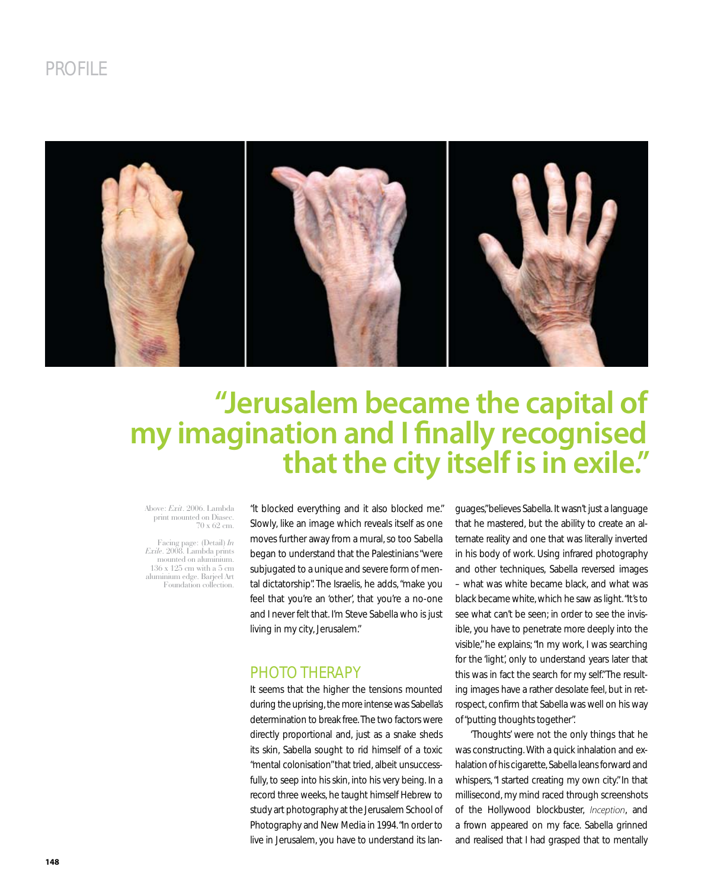PROFILE

# "Jerusalem became the capital of my imagination and I finally recognised that the city itself is in exile."

Above: *Exit*. 2006. Lambda print mounted on Diasec. 70 x 62 cm.

Facing page: (Detail) *In Exile*. 2008. Lambda prints mounted on aluminium. 136 x 125 cm with a 5 cm aluminium edge. Barjeel Art Foundation collection.

"It blocked everything and it also blocked me." Slowly, like an image which reveals itself as one moves further away from a mural, so too Sabella began to understand that the Palestinians "were subjugated to a unique and severe form of mental dictatorship". The Israelis, he adds, "make you feel that you're an 'other', that you're a no-one and I never felt that. I'm Steve Sabella who is just living in my city, Jerusalem."

## PHOTO THERAPY

It seems that the higher the tensions mounted during the uprising, the more intense was Sabella's determination to break free. The two factors were directly proportional and, just as a snake sheds its skin, Sabella sought to rid himself of a toxic "mental colonisation" that tried, albeit unsuccessfully, to seep into his skin, into his very being. In a record three weeks, he taught himself Hebrew to study art photography at the Jerusalem School of Photography and New Media in 1994. "In order to live in Jerusalem, you have to understand its languages," believes Sabella. It wasn't just a language that he mastered, but the ability to create an alternate reality and one that was literally inverted in his body of work. Using infrared photography and other techniques, Sabella reversed images – what was white became black, and what was black became white, which he saw as light. "It's to see what can't be seen; in order to see the invisible, you have to penetrate more deeply into the visible," he explains; "In my work, I was searching for the 'light', only to understand years later that this was in fact the search for my self." The resulting images have a rather desolate feel, but in retrospect, confirm that Sabella was well on his way of "putting thoughts together".

'Thoughts' were not the only things that he was constructing. With a quick inhalation and exhalation of his cigarette, Sabella leans forward and whispers, "I started creating my own city." In that millisecond, my mind raced through screenshots of the Hollywood blockbuster, *Inception*, and a frown appeared on my face. Sabella grinned and realised that I had grasped that to mentally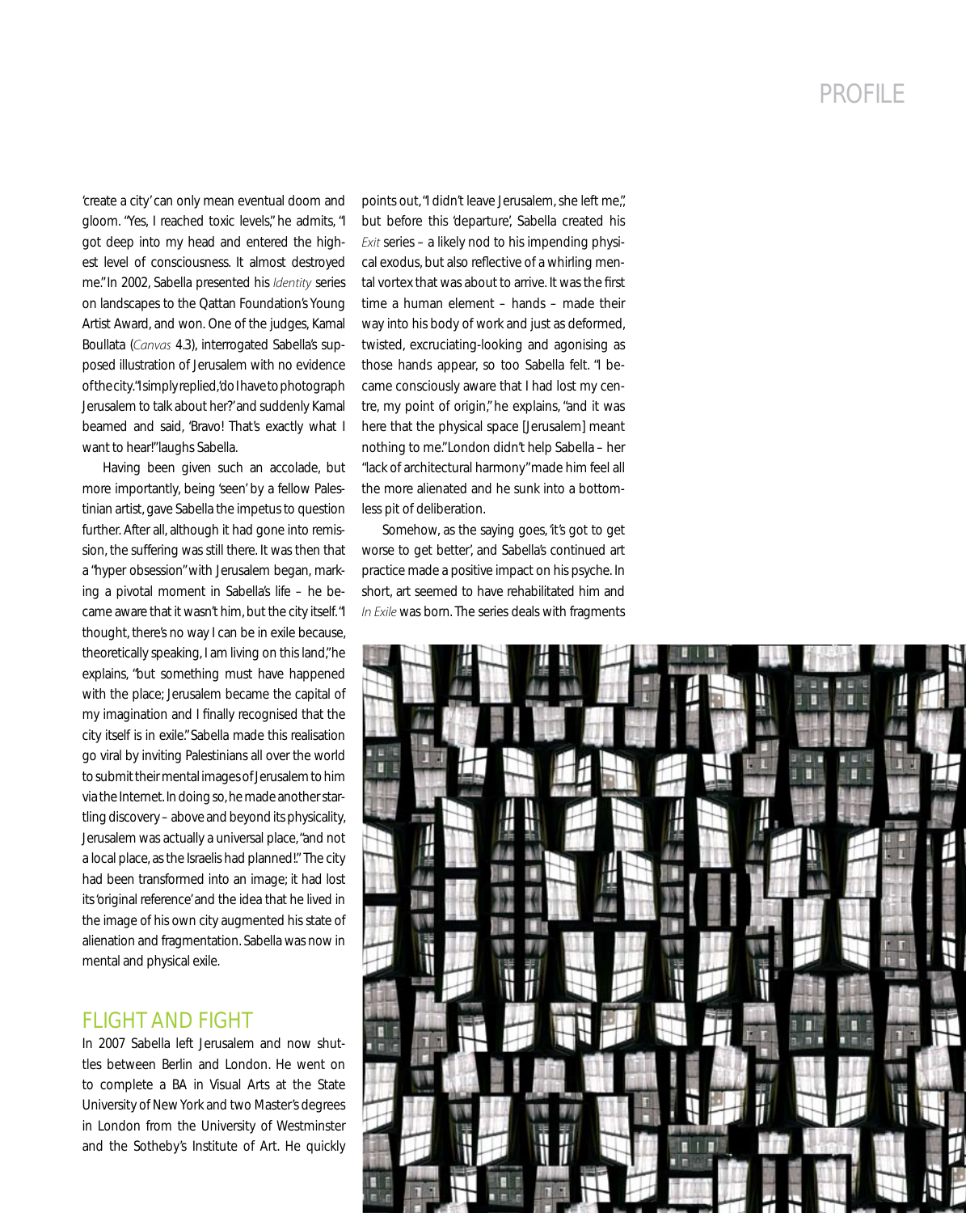'create a city' can only mean eventual doom and gloom. "Yes, I reached toxic levels," he admits, "I got deep into my head and entered the highest level of consciousness. It almost destroyed me." In 2002, Sabella presented his *Identity* series on landscapes to the Qattan Foundation's Young Artist Award, and won. One of the judges, Kamal Boullata (*Canvas* 4.3), interrogated Sabella's supposed illustration of Jerusalem with no evidence of the city. "I simply replied, 'do I have to photograph Jerusalem to talk about her?' and suddenly Kamal beamed and said, 'Bravo! That's exactly what I want to hear!" laughs Sabella.

Having been given such an accolade, but more importantly, being 'seen' by a fellow Palestinian artist, gave Sabella the impetus to question further. After all, although it had gone into remission, the suffering was still there. It was then that a "hyper obsession" with Jerusalem began, marking a pivotal moment in Sabella's life – he became aware that it wasn't him, but the city itself. "I thought, there's no way I can be in exile because, theoretically speaking, I am living on this land," he explains, "but something must have happened with the place; Jerusalem became the capital of my imagination and I finally recognised that the city itself is in exile." Sabella made this realisation go viral by inviting Palestinians all over the world to submit their mental images of Jerusalem to him via the Internet. In doing so, he made another startling discovery – above and beyond its physicality, Jerusalem was actually a universal place, "and not a local place, as the Israelis had planned!" The city had been transformed into an image; it had lost its 'original reference' and the idea that he lived in the image of his own city augmented his state of alienation and fragmentation. Sabella was now in mental and physical exile.

## FLIGHT AND FIGHT

In 2007 Sabella left Jerusalem and now shuttles between Berlin and London. He went on to complete a BA in Visual Arts at the State University of New York and two Master's degrees in London from the University of Westminster and the Sotheby's Institute of Art. He quickly points out, "I didn't leave Jerusalem, she left me",, but before this 'departure', Sabella created his *Exit* series – a likely nod to his impending physical exodus, but also reflective of a whirling mental vortex that was about to arrive. It was the first time a human element – hands – made their way into his body of work and just as deformed, twisted, excruciating-looking and agonising as those hands appear, so too Sabella felt. "I became consciously aware that I had lost my centre, my point of origin," he explains, "and it was here that the physical space [Jerusalem] meant nothing to me." London didn't help Sabella – her "lack of architectural harmony" made him feel all the more alienated and he sunk into a bottomless pit of deliberation.

Somehow, as the saying goes, 'it's got to get worse to get better', and Sabella's continued art practice made a positive impact on his psyche. In short, art seemed to have rehabilitated him and *In Exile* was born. The series deals with fragments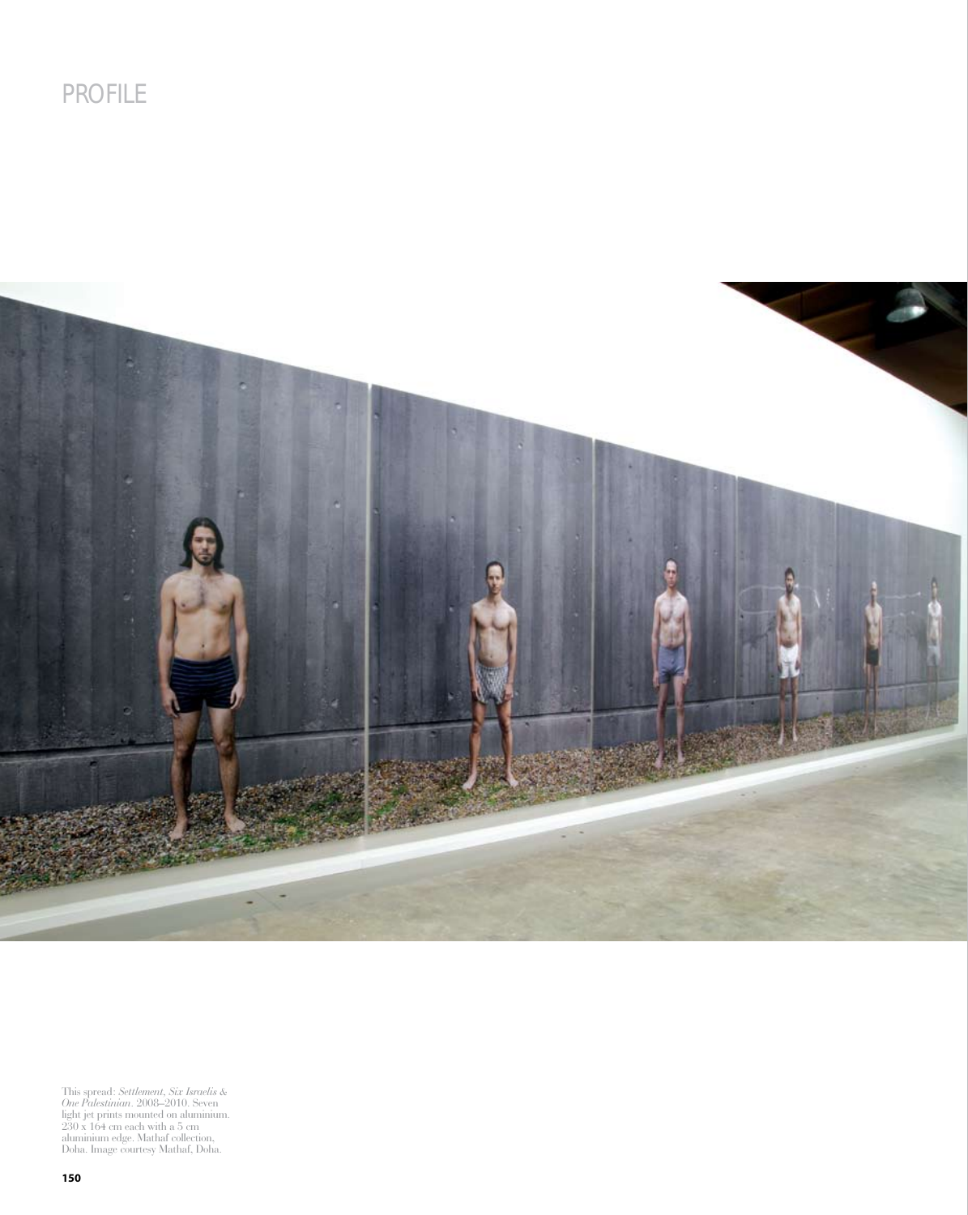This spread: *Settlement, Six Israelis & One Palestinian*. 2008–2010. Seven light jet prints mounted on aluminium. 230 x 164 cm each with a 5 cm aluminium edge. Mathaf collection, Doha. Image courtesy Mathaf, Doha.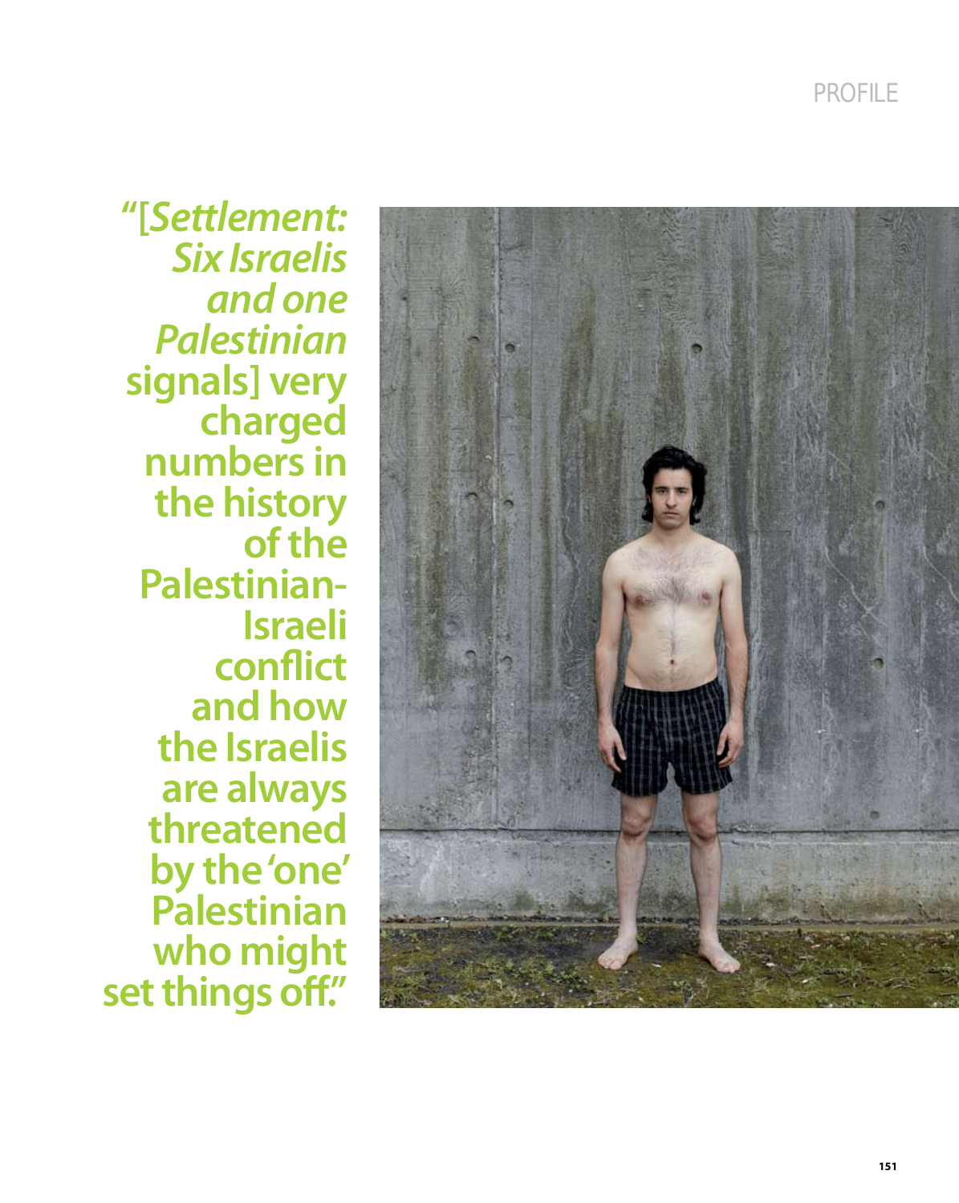"[*Settlement: Six Israelis and one Palestinian* signals] very charged numbers in the history of the Palestinian-Israeli conflict and how the Israelis are always threatened by the 'one' Palestinian who might set things off."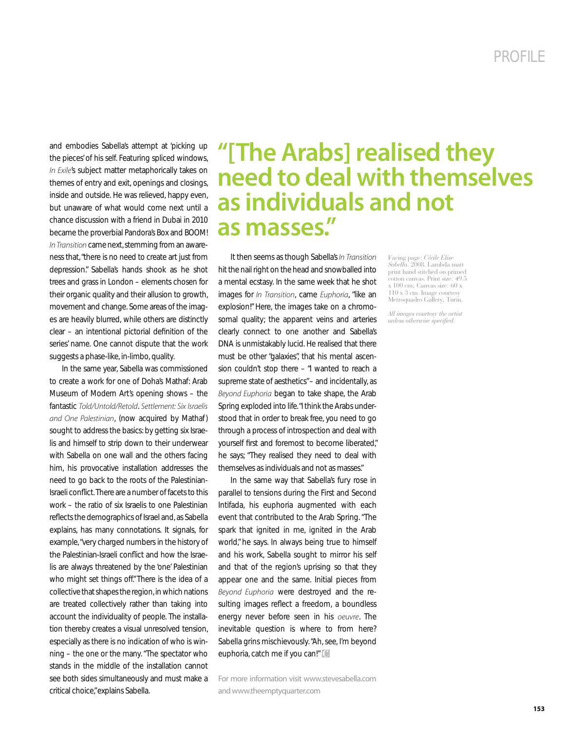and embodies Sabella's attempt at 'picking up the pieces' of his self. Featuring spliced windows, *In Exile*'s subject matter metaphorically takes on themes of entry and exit, openings and closings, inside and outside. He was relieved, happy even, but unaware of what would come next until a chance discussion with a friend in Dubai in 2010 became the proverbial Pandora's Box and BOOM! *In Transition* came next, stemming from an awareness that, "there is no need to create art just from depression." Sabella's hands shook as he shot trees and grass in London – elements chosen for their organic quality and their allusion to growth, movement and change. Some areas of the images are heavily blurred, while others are distinctly clear – an intentional pictorial definition of the series' name. One cannot dispute that the work suggests a phase-like, in-limbo, quality.

In the same year, Sabella was commissioned to create a work for one of Doha's Mathaf: Arab Museum of Modern Art's opening shows – the fantastic *Told/Untold/Retold*. *Settlement: Six Israelis and One Palestinian*, (now acquired by Mathaf) sought to address the basics: by getting six Israelis and himself to strip down to their underwear with Sabella on one wall and the others facing him, his provocative installation addresses the need to go back to the roots of the Palestinian-Israeli conflict. There are a number of facets to this work – the ratio of six Israelis to one Palestinian reflects the demographics of Israel and, as Sabella explains, has many connotations. It signals, for example, "very charged numbers in the history of the Palestinian-Israeli conflict and how the Israelis are always threatened by the 'one' Palestinian who might set things off." There is the idea of a collective that shapes the region, in which nations are treated collectively rather than taking into account the individuality of people. The installation thereby creates a visual unresolved tension, especially as there is no indication of who is winning – the one or the many. "The spectator who stands in the middle of the installation cannot see both sides simultaneously and must make a critical choice," explains Sabella.

## "[The Arabs] realised they need to deal with themselves as individuals and not as masses."

It then seems as though Sabella's *In Transition* hit the nail right on the head and snowballed into a mental ecstasy. In the same week that he shot images for *In Transition*, came *Euphoria*, "like an explosion!" Here, the images take on a chromosomal quality; the apparent veins and arteries clearly connect to one another and Sabella's DNA is unmistakably lucid. He realised that there must be other "galaxies", that his mental ascension couldn't stop there – "I wanted to reach a supreme state of aesthetics" – and incidentally, as *Beyond Euphoria* began to take shape, the Arab Spring exploded into life. "I think the Arabs understood that in order to break free, you need to go through a process of introspection and deal with yourself first and foremost to become liberated," he says; "They realised they need to deal with themselves as individuals and not as masses."

In the same way that Sabella's fury rose in parallel to tensions during the First and Second Intifada, his euphoria augmented with each event that contributed to the Arab Spring. "The spark that ignited in me, ignited in the Arab world," he says. In always being true to himself and his work, Sabella sought to mirror his self and that of the region's uprising so that they appear one and the same. Initial pieces from *Beyond Euphoria* were destroyed and the resulting images reflect a freedom, a boundless energy never before seen in his *oeuvre*. The inevitable question is where to from here? Sabella grins mischievously. "Ah, see, I'm beyond euphoria, catch me if you can!"

For more information visit www.stevesabella.com and www.theemptyquarter.com

Facing page: *Cécile Elise Sabella*. 2008. Lambda matt print hand stitched on primed cotton canvas. Print size: 49.5 x 100 cm; Canvas size: 60 x 110 x 3 cm. Image courtesy Metroquadro Gallery, Turin.

*All images courtesy the artist unless otherwise specified.*